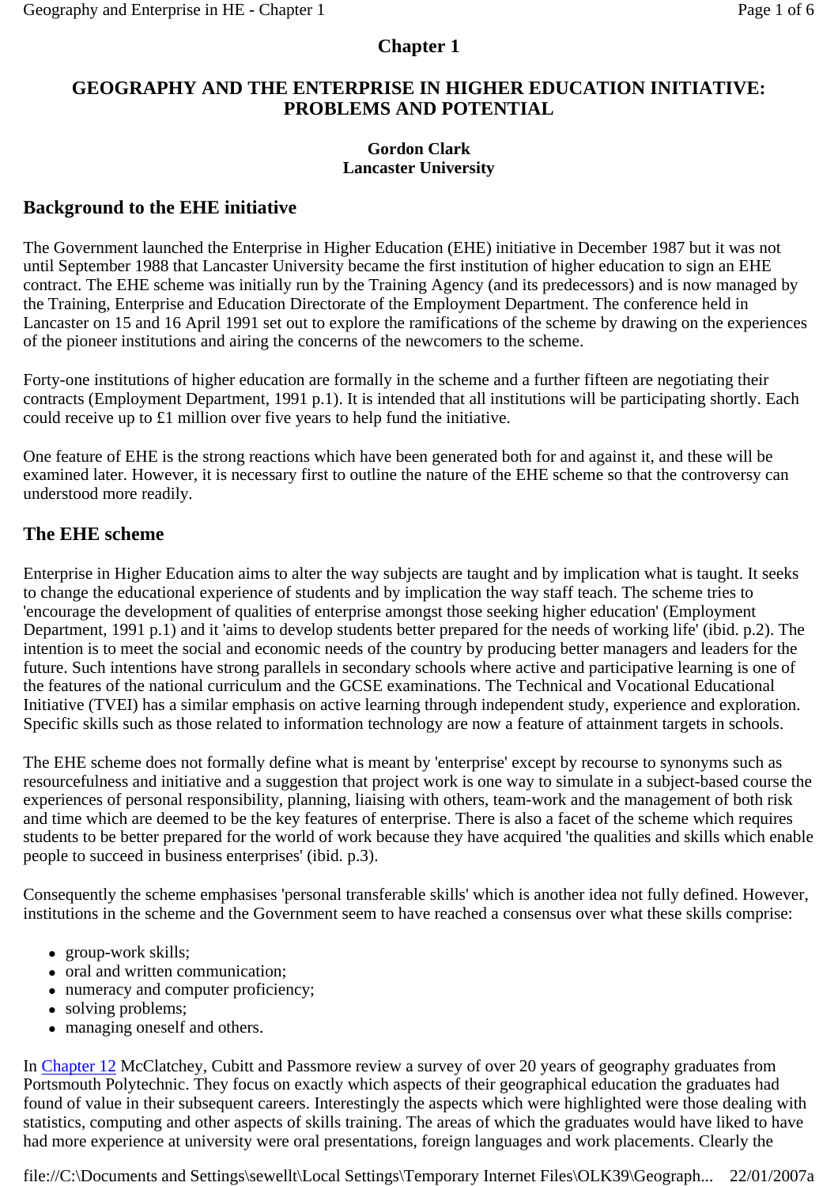# Chapter 1

## GEOGRAPHY AND THE ENTERPRISE IN HIGHER EDUCATION INITIATIVE: PROBLEMS AND POTENTIAL

**Gordon Clark**
**Lancaster University**

## Background to the EHE initiative

The Government launched the Enterprise in Higher Education (EHE) initiative in December 1987 but it was not until September 1988 that Lancaster University became the first institution of higher education to sign an EHE contract. The EHE scheme was initially run by the Training Agency (and its predecessors) and is now managed by the Training, Enterprise and Education Directorate of the Employment Department. The conference held in Lancaster on 15 and 16 April 1991 set out to explore the ramifications of the scheme by drawing on the experiences of the pioneer institutions and airing the concerns of the newcomers to the scheme.

Forty-one institutions of higher education are formally in the scheme and a further fifteen are negotiating their contracts (Employment Department, 1991 p.1). It is intended that all institutions will be participating shortly. Each could receive up to £1 million over five years to help fund the initiative.

One feature of EHE is the strong reactions which have been generated both for and against it, and these will be examined later. However, it is necessary first to outline the nature of the EHE scheme so that the controversy can understood more readily.

## The EHE scheme

Enterprise in Higher Education aims to alter the way subjects are taught and by implication what is taught. It seeks to change the educational experience of students and by implication the way staff teach. The scheme tries to 'encourage the development of qualities of enterprise amongst those seeking higher education' (Employment Department, 1991 p.1) and it 'aims to develop students better prepared for the needs of working life' (ibid. p.2). The intention is to meet the social and economic needs of the country by producing better managers and leaders for the future. Such intentions have strong parallels in secondary schools where active and participative learning is one of the features of the national curriculum and the GCSE examinations. The Technical and Vocational Educational Initiative (TVEI) has a similar emphasis on active learning through independent study, experience and exploration. Specific skills such as those related to information technology are now a feature of attainment targets in schools.

The EHE scheme does not formally define what is meant by 'enterprise' except by recourse to synonyms such as resourcefulness and initiative and a suggestion that project work is one way to simulate in a subject-based course the experiences of personal responsibility, planning, liaising with others, team-work and the management of both risk and time which are deemed to be the key features of enterprise. There is also a facet of the scheme which requires students to be better prepared for the world of work because they have acquired 'the qualities and skills which enable people to succeed in business enterprises' (ibid. p.3).

Consequently the scheme emphasises 'personal transferable skills' which is another idea not fully defined. However, institutions in the scheme and the Government seem to have reached a consensus over what these skills comprise:

- group-work skills;
- oral and written communication;
- numeracy and computer proficiency;
- solving problems;
- managing oneself and others.

In Chapter 12 McClatchey, Cubitt and Passmore review a survey of over 20 years of geography graduates from Portsmouth Polytechnic. They focus on exactly which aspects of their geographical education the graduates had found of value in their subsequent careers. Interestingly the aspects which were highlighted were those dealing with statistics, computing and other aspects of skills training. The areas of which the graduates would have liked to have had more experience at university were oral presentations, foreign languages and work placements. Clearly the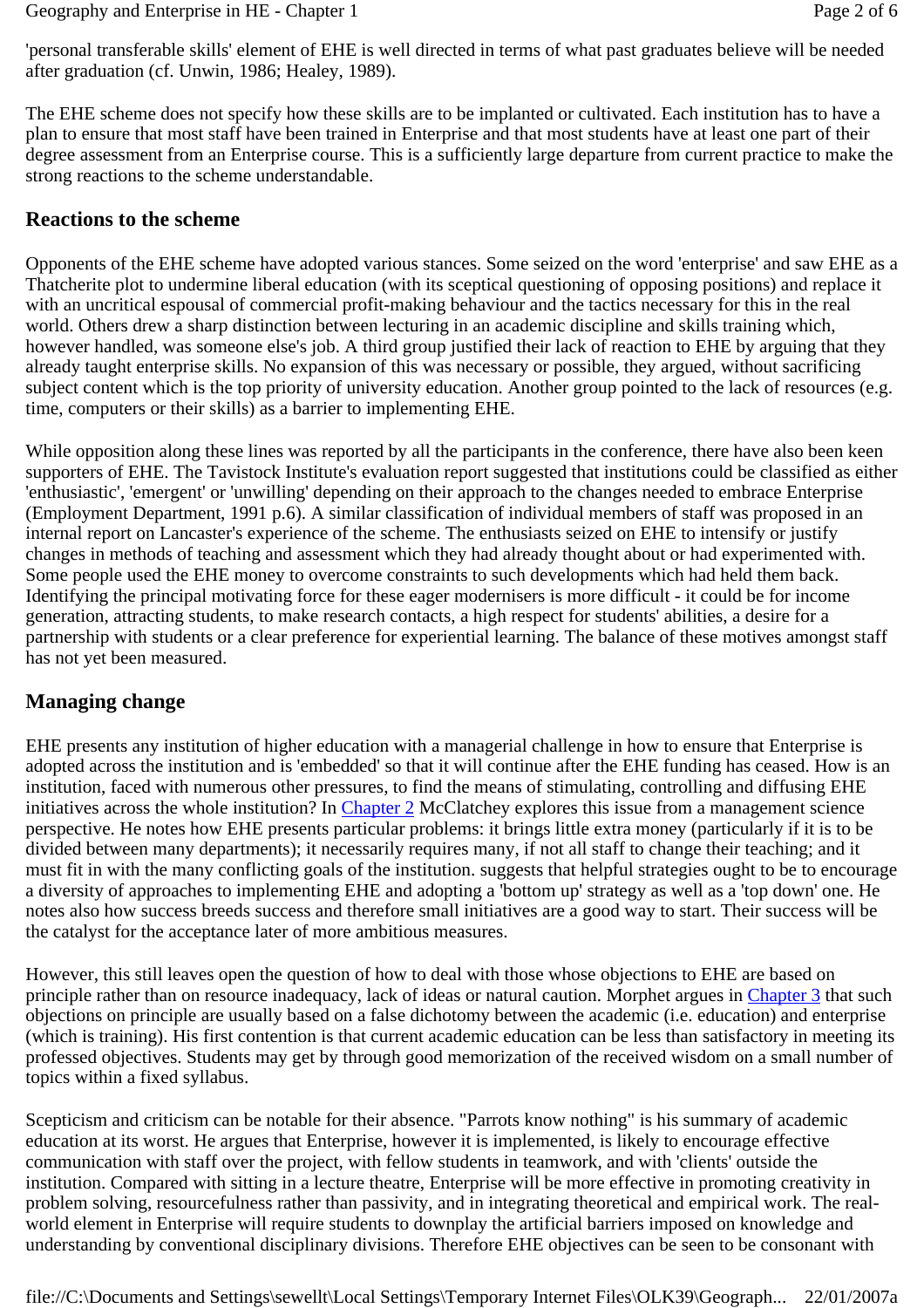'personal transferable skills' element of EHE is well directed in terms of what past graduates believe will be needed after graduation (cf. Unwin, 1986; Healey, 1989).

The EHE scheme does not specify how these skills are to be implanted or cultivated. Each institution has to have a plan to ensure that most staff have been trained in Enterprise and that most students have at least one part of their degree assessment from an Enterprise course. This is a sufficiently large departure from current practice to make the strong reactions to the scheme understandable.

## Reactions to the scheme

Opponents of the EHE scheme have adopted various stances. Some seized on the word 'enterprise' and saw EHE as a Thatcherite plot to undermine liberal education (with its sceptical questioning of opposing positions) and replace it with an uncritical espousal of commercial profit-making behaviour and the tactics necessary for this in the real world. Others drew a sharp distinction between lecturing in an academic discipline and skills training which, however handled, was someone else's job. A third group justified their lack of reaction to EHE by arguing that they already taught enterprise skills. No expansion of this was necessary or possible, they argued, without sacrificing subject content which is the top priority of university education. Another group pointed to the lack of resources (e.g. time, computers or their skills) as a barrier to implementing EHE.

While opposition along these lines was reported by all the participants in the conference, there have also been keen supporters of EHE. The Tavistock Institute's evaluation report suggested that institutions could be classified as either 'enthusiastic', 'emergent' or 'unwilling' depending on their approach to the changes needed to embrace Enterprise (Employment Department, 1991 p.6). A similar classification of individual members of staff was proposed in an internal report on Lancaster's experience of the scheme. The enthusiasts seized on EHE to intensify or justify changes in methods of teaching and assessment which they had already thought about or had experimented with. Some people used the EHE money to overcome constraints to such developments which had held them back. Identifying the principal motivating force for these eager modernisers is more difficult - it could be for income generation, attracting students, to make research contacts, a high respect for students' abilities, a desire for a partnership with students or a clear preference for experiential learning. The balance of these motives amongst staff has not yet been measured.

## Managing change

EHE presents any institution of higher education with a managerial challenge in how to ensure that Enterprise is adopted across the institution and is 'embedded' so that it will continue after the EHE funding has ceased. How is an institution, faced with numerous other pressures, to find the means of stimulating, controlling and diffusing EHE initiatives across the whole institution? In Chapter 2 McClatchey explores this issue from a management science perspective. He notes how EHE presents particular problems: it brings little extra money (particularly if it is to be divided between many departments); it necessarily requires many, if not all staff to change their teaching; and it must fit in with the many conflicting goals of the institution. suggests that helpful strategies ought to be to encourage a diversity of approaches to implementing EHE and adopting a 'bottom up' strategy as well as a 'top down' one. He notes also how success breeds success and therefore small initiatives are a good way to start. Their success will be the catalyst for the acceptance later of more ambitious measures.

However, this still leaves open the question of how to deal with those whose objections to EHE are based on principle rather than on resource inadequacy, lack of ideas or natural caution. Morphet argues in Chapter 3 that such objections on principle are usually based on a false dichotomy between the academic (i.e. education) and enterprise (which is training). His first contention is that current academic education can be less than satisfactory in meeting its professed objectives. Students may get by through good memorization of the received wisdom on a small number of topics within a fixed syllabus.

Scepticism and criticism can be notable for their absence. "Parrots know nothing" is his summary of academic education at its worst. He argues that Enterprise, however it is implemented, is likely to encourage effective communication with staff over the project, with fellow students in teamwork, and with 'clients' outside the institution. Compared with sitting in a lecture theatre, Enterprise will be more effective in promoting creativity in problem solving, resourcefulness rather than passivity, and in integrating theoretical and empirical work. The real-world element in Enterprise will require students to downplay the artificial barriers imposed on knowledge and understanding by conventional disciplinary divisions. Therefore EHE objectives can be seen to be consonant with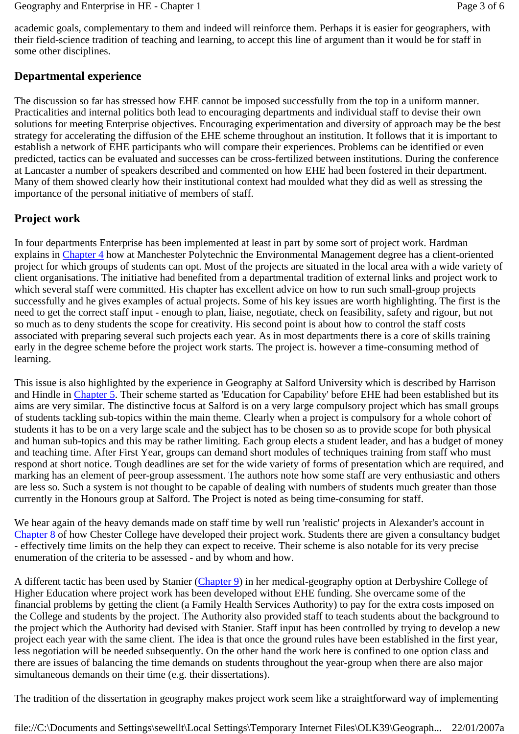academic goals, complementary to them and indeed will reinforce them. Perhaps it is easier for geographers, with their field-science tradition of teaching and learning, to accept this line of argument than it would be for staff in some other disciplines.

## Departmental experience

The discussion so far has stressed how EHE cannot be imposed successfully from the top in a uniform manner. Practicalities and internal politics both lead to encouraging departments and individual staff to devise their own solutions for meeting Enterprise objectives. Encouraging experimentation and diversity of approach may be the best strategy for accelerating the diffusion of the EHE scheme throughout an institution. It follows that it is important to establish a network of EHE participants who will compare their experiences. Problems can be identified or even predicted, tactics can be evaluated and successes can be cross-fertilized between institutions. During the conference at Lancaster a number of speakers described and commented on how EHE had been fostered in their department. Many of them showed clearly how their institutional context had moulded what they did as well as stressing the importance of the personal initiative of members of staff.

## Project work

In four departments Enterprise has been implemented at least in part by some sort of project work. Hardman explains in Chapter 4 how at Manchester Polytechnic the Environmental Management degree has a client-oriented project for which groups of students can opt. Most of the projects are situated in the local area with a wide variety of client organisations. The initiative had benefited from a departmental tradition of external links and project work to which several staff were committed. His chapter has excellent advice on how to run such small-group projects successfully and he gives examples of actual projects. Some of his key issues are worth highlighting. The first is the need to get the correct staff input - enough to plan, liaise, negotiate, check on feasibility, safety and rigour, but not so much as to deny students the scope for creativity. His second point is about how to control the staff costs associated with preparing several such projects each year. As in most departments there is a core of skills training early in the degree scheme before the project work starts. The project is. however a time-consuming method of learning.

This issue is also highlighted by the experience in Geography at Salford University which is described by Harrison and Hindle in Chapter 5. Their scheme started as 'Education for Capability' before EHE had been established but its aims are very similar. The distinctive focus at Salford is on a very large compulsory project which has small groups of students tackling sub-topics within the main theme. Clearly when a project is compulsory for a whole cohort of students it has to be on a very large scale and the subject has to be chosen so as to provide scope for both physical and human sub-topics and this may be rather limiting. Each group elects a student leader, and has a budget of money and teaching time. After First Year, groups can demand short modules of techniques training from staff who must respond at short notice. Tough deadlines are set for the wide variety of forms of presentation which are required, and marking has an element of peer-group assessment. The authors note how some staff are very enthusiastic and others are less so. Such a system is not thought to be capable of dealing with numbers of students much greater than those currently in the Honours group at Salford. The Project is noted as being time-consuming for staff.

We hear again of the heavy demands made on staff time by well run 'realistic' projects in Alexander's account in Chapter 8 of how Chester College have developed their project work. Students there are given a consultancy budget - effectively time limits on the help they can expect to receive. Their scheme is also notable for its very precise enumeration of the criteria to be assessed - and by whom and how.

A different tactic has been used by Stanier (Chapter 9) in her medical-geography option at Derbyshire College of Higher Education where project work has been developed without EHE funding. She overcame some of the financial problems by getting the client (a Family Health Services Authority) to pay for the extra costs imposed on the College and students by the project. The Authority also provided staff to teach students about the background to the project which the Authority had devised with Stanier. Staff input has been controlled by trying to develop a new project each year with the same client. The idea is that once the ground rules have been established in the first year, less negotiation will be needed subsequently. On the other hand the work here is confined to one option class and there are issues of balancing the time demands on students throughout the year-group when there are also major simultaneous demands on their time (e.g. their dissertations).

The tradition of the dissertation in geography makes project work seem like a straightforward way of implementing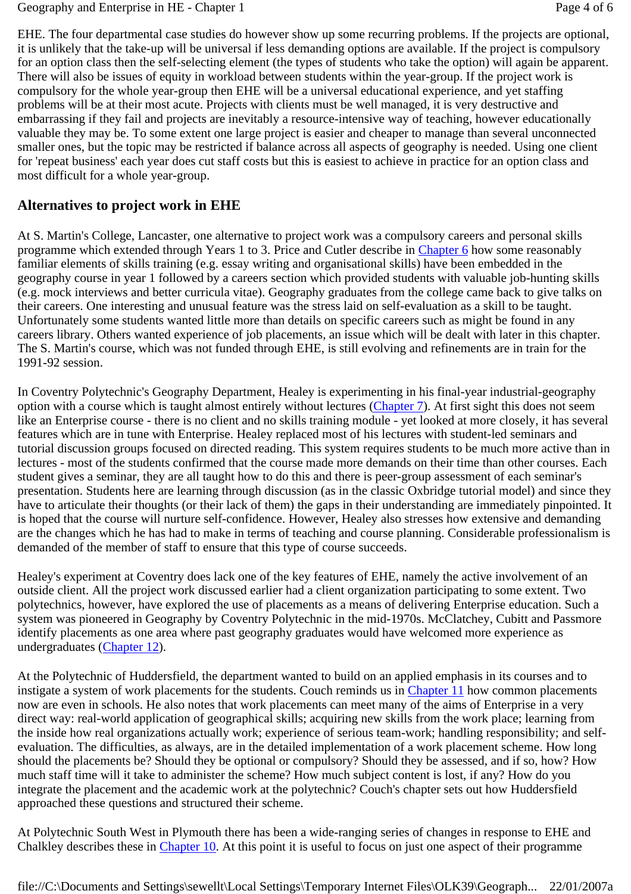EHE. The four departmental case studies do however show up some recurring problems. If the projects are optional, it is unlikely that the take-up will be universal if less demanding options are available. If the project is compulsory for an option class then the self-selecting element (the types of students who take the option) will again be apparent. There will also be issues of equity in workload between students within the year-group. If the project work is compulsory for the whole year-group then EHE will be a universal educational experience, and yet staffing problems will be at their most acute. Projects with clients must be well managed, it is very destructive and embarrassing if they fail and projects are inevitably a resource-intensive way of teaching, however educationally valuable they may be. To some extent one large project is easier and cheaper to manage than several unconnected smaller ones, but the topic may be restricted if balance across all aspects of geography is needed. Using one client for 'repeat business' each year does cut staff costs but this is easiest to achieve in practice for an option class and most difficult for a whole year-group.

## Alternatives to project work in EHE

At S. Martin's College, Lancaster, one alternative to project work was a compulsory careers and personal skills programme which extended through Years 1 to 3. Price and Cutler describe in Chapter 6 how some reasonably familiar elements of skills training (e.g. essay writing and organisational skills) have been embedded in the geography course in year 1 followed by a careers section which provided students with valuable job-hunting skills (e.g. mock interviews and better curricula vitae). Geography graduates from the college came back to give talks on their careers. One interesting and unusual feature was the stress laid on self-evaluation as a skill to be taught. Unfortunately some students wanted little more than details on specific careers such as might be found in any careers library. Others wanted experience of job placements, an issue which will be dealt with later in this chapter. The S. Martin's course, which was not funded through EHE, is still evolving and refinements are in train for the 1991-92 session.

In Coventry Polytechnic's Geography Department, Healey is experimenting in his final-year industrial-geography option with a course which is taught almost entirely without lectures (Chapter 7). At first sight this does not seem like an Enterprise course - there is no client and no skills training module - yet looked at more closely, it has several features which are in tune with Enterprise. Healey replaced most of his lectures with student-led seminars and tutorial discussion groups focused on directed reading. This system requires students to be much more active than in lectures - most of the students confirmed that the course made more demands on their time than other courses. Each student gives a seminar, they are all taught how to do this and there is peer-group assessment of each seminar's presentation. Students here are learning through discussion (as in the classic Oxbridge tutorial model) and since they have to articulate their thoughts (or their lack of them) the gaps in their understanding are immediately pinpointed. It is hoped that the course will nurture self-confidence. However, Healey also stresses how extensive and demanding are the changes which he has had to make in terms of teaching and course planning. Considerable professionalism is demanded of the member of staff to ensure that this type of course succeeds.

Healey's experiment at Coventry does lack one of the key features of EHE, namely the active involvement of an outside client. All the project work discussed earlier had a client organization participating to some extent. Two polytechnics, however, have explored the use of placements as a means of delivering Enterprise education. Such a system was pioneered in Geography by Coventry Polytechnic in the mid-1970s. McClatchey, Cubitt and Passmore identify placements as one area where past geography graduates would have welcomed more experience as undergraduates (Chapter 12).

At the Polytechnic of Huddersfield, the department wanted to build on an applied emphasis in its courses and to instigate a system of work placements for the students. Couch reminds us in Chapter 11 how common placements now are even in schools. He also notes that work placements can meet many of the aims of Enterprise in a very direct way: real-world application of geographical skills; acquiring new skills from the work place; learning from the inside how real organizations actually work; experience of serious team-work; handling responsibility; and self-evaluation. The difficulties, as always, are in the detailed implementation of a work placement scheme. How long should the placements be? Should they be optional or compulsory? Should they be assessed, and if so, how? How much staff time will it take to administer the scheme? How much subject content is lost, if any? How do you integrate the placement and the academic work at the polytechnic? Couch's chapter sets out how Huddersfield approached these questions and structured their scheme.

At Polytechnic South West in Plymouth there has been a wide-ranging series of changes in response to EHE and Chalkley describes these in Chapter 10. At this point it is useful to focus on just one aspect of their programme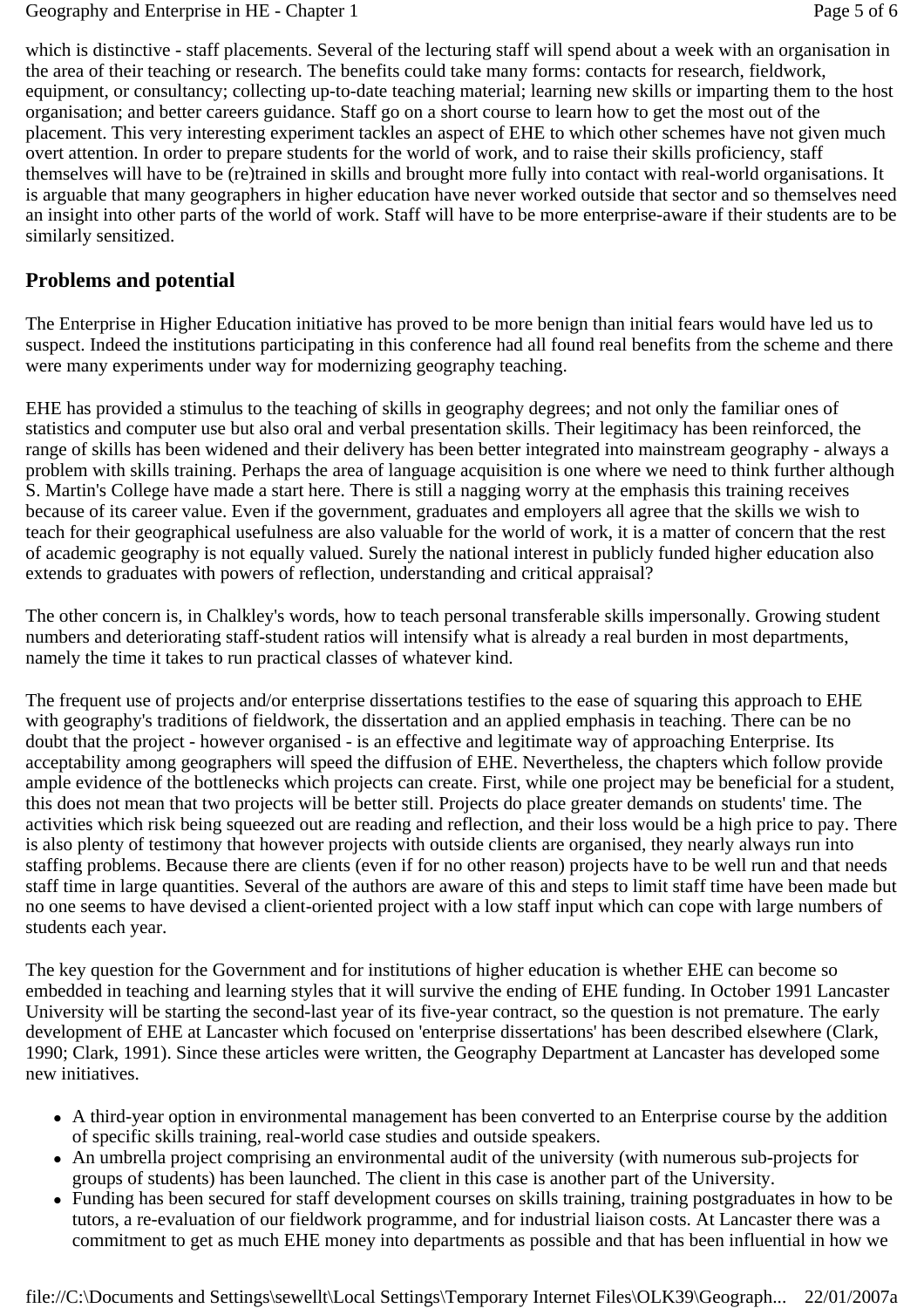which is distinctive - staff placements. Several of the lecturing staff will spend about a week with an organisation in the area of their teaching or research. The benefits could take many forms: contacts for research, fieldwork, equipment, or consultancy; collecting up-to-date teaching material; learning new skills or imparting them to the host organisation; and better careers guidance. Staff go on a short course to learn how to get the most out of the placement. This very interesting experiment tackles an aspect of EHE to which other schemes have not given much overt attention. In order to prepare students for the world of work, and to raise their skills proficiency, staff themselves will have to be (re)trained in skills and brought more fully into contact with real-world organisations. It is arguable that many geographers in higher education have never worked outside that sector and so themselves need an insight into other parts of the world of work. Staff will have to be more enterprise-aware if their students are to be similarly sensitized.

## Problems and potential

The Enterprise in Higher Education initiative has proved to be more benign than initial fears would have led us to suspect. Indeed the institutions participating in this conference had all found real benefits from the scheme and there were many experiments under way for modernizing geography teaching.

EHE has provided a stimulus to the teaching of skills in geography degrees; and not only the familiar ones of statistics and computer use but also oral and verbal presentation skills. Their legitimacy has been reinforced, the range of skills has been widened and their delivery has been better integrated into mainstream geography - always a problem with skills training. Perhaps the area of language acquisition is one where we need to think further although S. Martin's College have made a start here. There is still a nagging worry at the emphasis this training receives because of its career value. Even if the government, graduates and employers all agree that the skills we wish to teach for their geographical usefulness are also valuable for the world of work, it is a matter of concern that the rest of academic geography is not equally valued. Surely the national interest in publicly funded higher education also extends to graduates with powers of reflection, understanding and critical appraisal?

The other concern is, in Chalkley's words, how to teach personal transferable skills impersonally. Growing student numbers and deteriorating staff-student ratios will intensify what is already a real burden in most departments, namely the time it takes to run practical classes of whatever kind.

The frequent use of projects and/or enterprise dissertations testifies to the ease of squaring this approach to EHE with geography's traditions of fieldwork, the dissertation and an applied emphasis in teaching. There can be no doubt that the project - however organised - is an effective and legitimate way of approaching Enterprise. Its acceptability among geographers will speed the diffusion of EHE. Nevertheless, the chapters which follow provide ample evidence of the bottlenecks which projects can create. First, while one project may be beneficial for a student, this does not mean that two projects will be better still. Projects do place greater demands on students' time. The activities which risk being squeezed out are reading and reflection, and their loss would be a high price to pay. There is also plenty of testimony that however projects with outside clients are organised, they nearly always run into staffing problems. Because there are clients (even if for no other reason) projects have to be well run and that needs staff time in large quantities. Several of the authors are aware of this and steps to limit staff time have been made but no one seems to have devised a client-oriented project with a low staff input which can cope with large numbers of students each year.

The key question for the Government and for institutions of higher education is whether EHE can become so embedded in teaching and learning styles that it will survive the ending of EHE funding. In October 1991 Lancaster University will be starting the second-last year of its five-year contract, so the question is not premature. The early development of EHE at Lancaster which focused on 'enterprise dissertations' has been described elsewhere (Clark, 1990; Clark, 1991). Since these articles were written, the Geography Department at Lancaster has developed some new initiatives.

- A third-year option in environmental management has been converted to an Enterprise course by the addition of specific skills training, real-world case studies and outside speakers.
- An umbrella project comprising an environmental audit of the university (with numerous sub-projects for groups of students) has been launched. The client in this case is another part of the University.
- Funding has been secured for staff development courses on skills training, training postgraduates in how to be tutors, a re-evaluation of our fieldwork programme, and for industrial liaison costs. At Lancaster there was a commitment to get as much EHE money into departments as possible and that has been influential in how we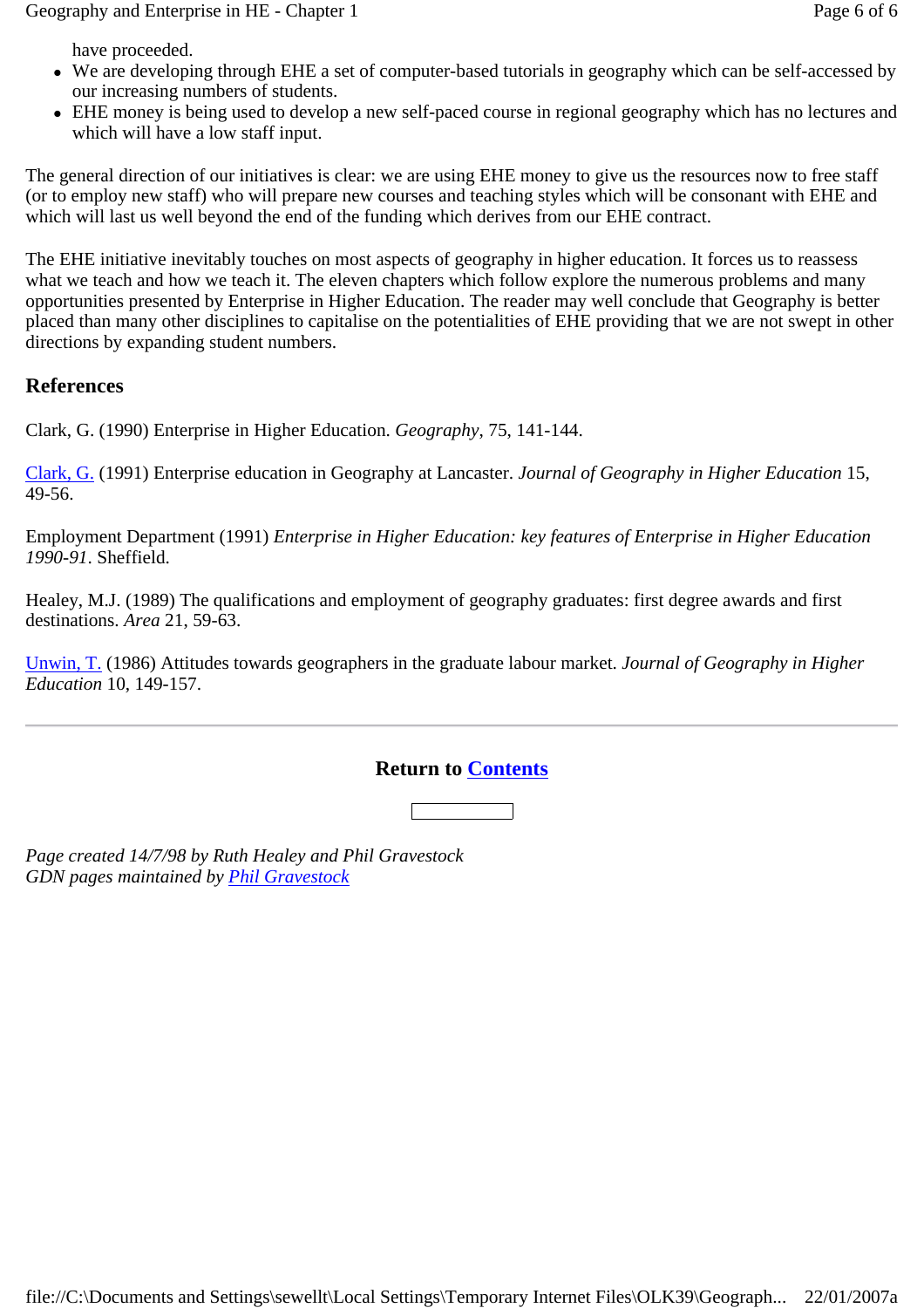have proceeded.

- We are developing through EHE a set of computer-based tutorials in geography which can be self-accessed by our increasing numbers of students.
- EHE money is being used to develop a new self-paced course in regional geography which has no lectures and which will have a low staff input.

The general direction of our initiatives is clear: we are using EHE money to give us the resources now to free staff (or to employ new staff) who will prepare new courses and teaching styles which will be consonant with EHE and which will last us well beyond the end of the funding which derives from our EHE contract.

The EHE initiative inevitably touches on most aspects of geography in higher education. It forces us to reassess what we teach and how we teach it. The eleven chapters which follow explore the numerous problems and many opportunities presented by Enterprise in Higher Education. The reader may well conclude that Geography is better placed than many other disciplines to capitalise on the potentialities of EHE providing that we are not swept in other directions by expanding student numbers.

## References

Clark, G. (1990) Enterprise in Higher Education. *Geography*, 75, 141-144.

Clark, G. (1991) Enterprise education in Geography at Lancaster. *Journal of Geography in Higher Education* 15, 49-56.

Employment Department (1991) *Enterprise in Higher Education: key features of Enterprise in Higher Education 1990-91*. Sheffield.

Healey, M.J. (1989) The qualifications and employment of geography graduates: first degree awards and first destinations. *Area* 21, 59-63.

Unwin, T. (1986) Attitudes towards geographers in the graduate labour market. *Journal of Geography in Higher Education* 10, 149-157.

---

**Return to Contents**

*Page created 14/7/98 by Ruth Healey and Phil Gravestock*
*GDN pages maintained by Phil Gravestock*